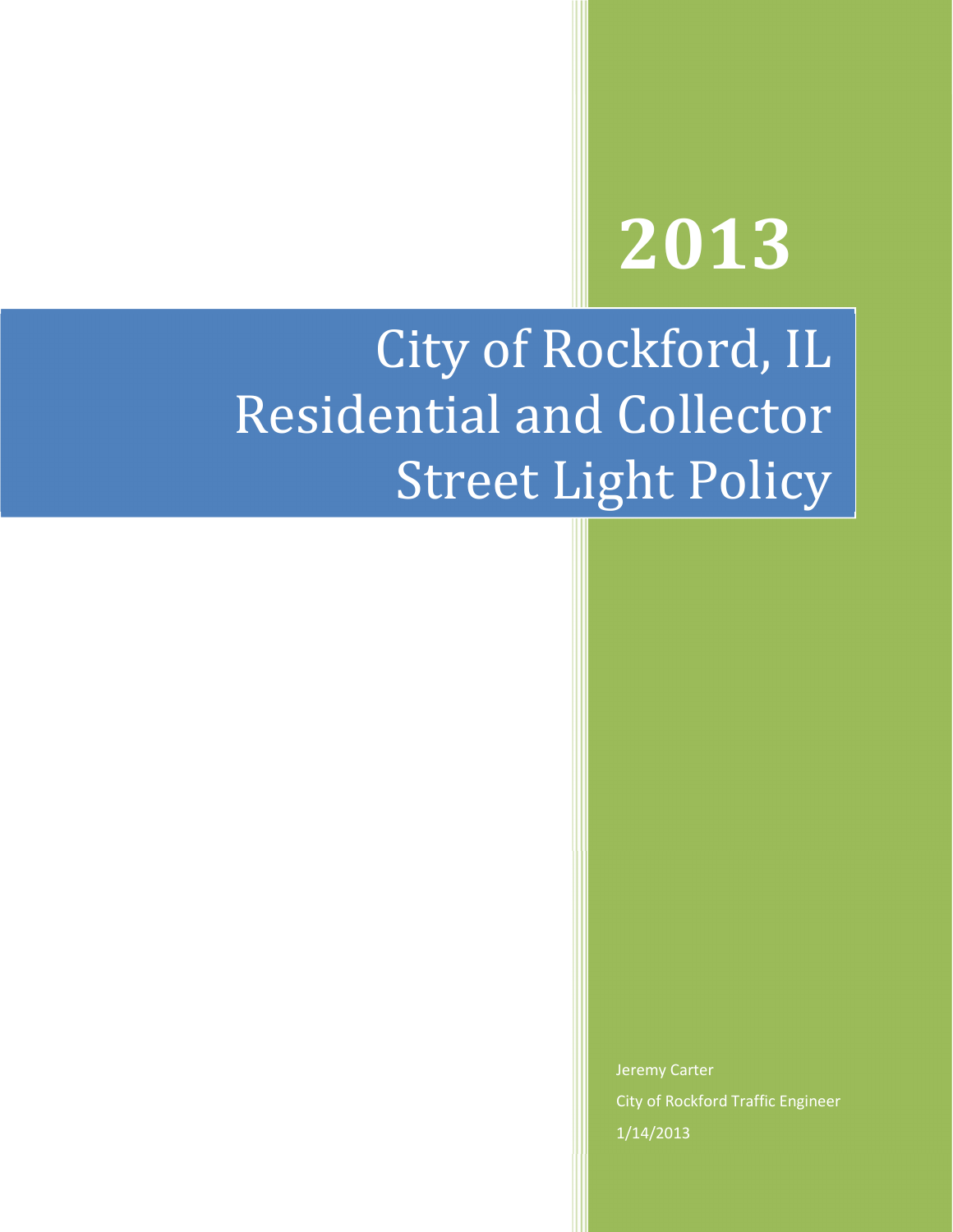# 2013

# City of Rockford, IL Residential and Collector Street Light Policy

Jeremy Carter

City of Rockford Traffic Engineer

1/14/2013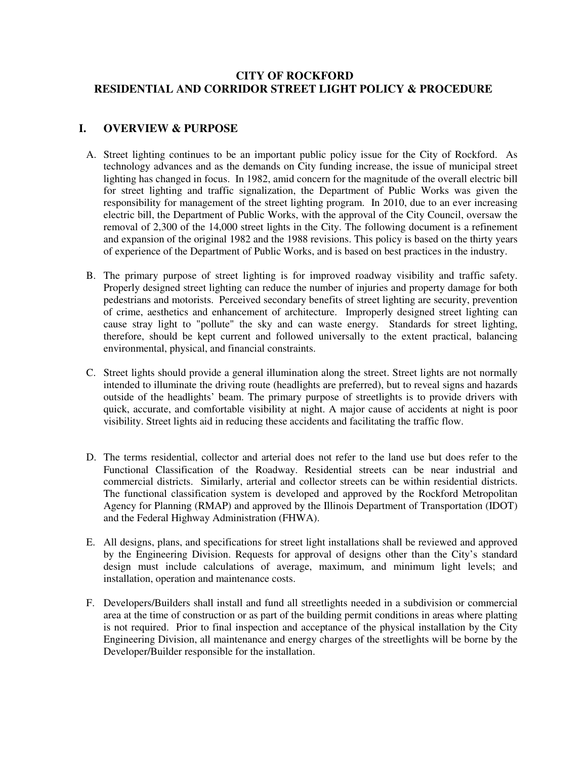# CITY OF ROCKFORD
# RESIDENTIAL AND CORRIDOR STREET LIGHT POLICY & PROCEDURE

## I. OVERVIEW & PURPOSE

A. Street lighting continues to be an important public policy issue for the City of Rockford. As technology advances and as the demands on City funding increase, the issue of municipal street lighting has changed in focus. In 1982, amid concern for the magnitude of the overall electric bill for street lighting and traffic signalization, the Department of Public Works was given the responsibility for management of the street lighting program. In 2010, due to an ever increasing electric bill, the Department of Public Works, with the approval of the City Council, oversaw the removal of 2,300 of the 14,000 street lights in the City. The following document is a refinement and expansion of the original 1982 and the 1988 revisions. This policy is based on the thirty years of experience of the Department of Public Works, and is based on best practices in the industry.

B. The primary purpose of street lighting is for improved roadway visibility and traffic safety. Properly designed street lighting can reduce the number of injuries and property damage for both pedestrians and motorists. Perceived secondary benefits of street lighting are security, prevention of crime, aesthetics and enhancement of architecture. Improperly designed street lighting can cause stray light to "pollute" the sky and can waste energy. Standards for street lighting, therefore, should be kept current and followed universally to the extent practical, balancing environmental, physical, and financial constraints.

C. Street lights should provide a general illumination along the street. Street lights are not normally intended to illuminate the driving route (headlights are preferred), but to reveal signs and hazards outside of the headlights' beam. The primary purpose of streetlights is to provide drivers with quick, accurate, and comfortable visibility at night. A major cause of accidents at night is poor visibility. Street lights aid in reducing these accidents and facilitating the traffic flow.

D. The terms residential, collector and arterial does not refer to the land use but does refer to the Functional Classification of the Roadway. Residential streets can be near industrial and commercial districts. Similarly, arterial and collector streets can be within residential districts. The functional classification system is developed and approved by the Rockford Metropolitan Agency for Planning (RMAP) and approved by the Illinois Department of Transportation (IDOT) and the Federal Highway Administration (FHWA).

E. All designs, plans, and specifications for street light installations shall be reviewed and approved by the Engineering Division. Requests for approval of designs other than the City's standard design must include calculations of average, maximum, and minimum light levels; and installation, operation and maintenance costs.

F. Developers/Builders shall install and fund all streetlights needed in a subdivision or commercial area at the time of construction or as part of the building permit conditions in areas where platting is not required. Prior to final inspection and acceptance of the physical installation by the City Engineering Division, all maintenance and energy charges of the streetlights will be borne by the Developer/Builder responsible for the installation.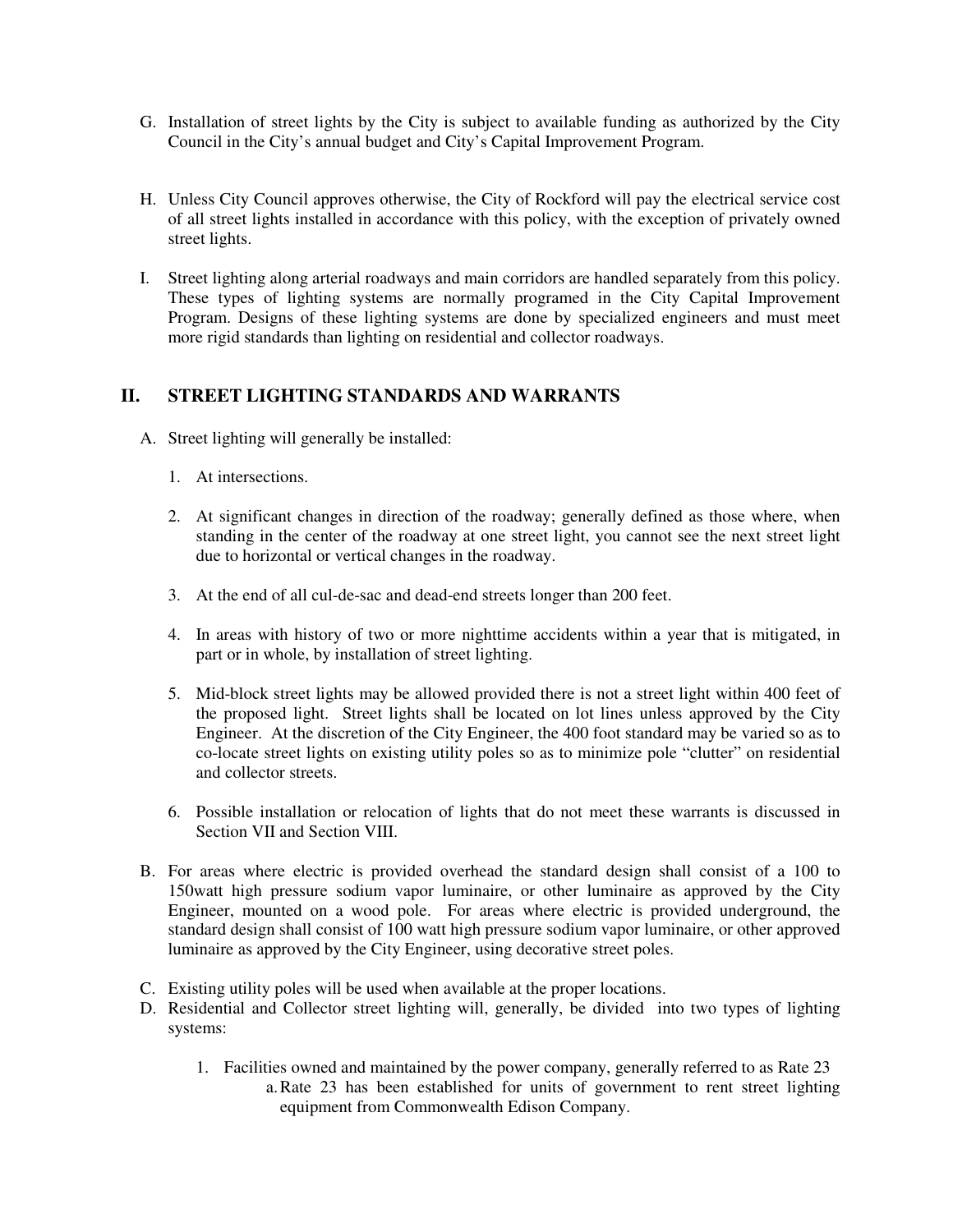G. Installation of street lights by the City is subject to available funding as authorized by the City Council in the City's annual budget and City's Capital Improvement Program.

H. Unless City Council approves otherwise, the City of Rockford will pay the electrical service cost of all street lights installed in accordance with this policy, with the exception of privately owned street lights.

I. Street lighting along arterial roadways and main corridors are handled separately from this policy. These types of lighting systems are normally programed in the City Capital Improvement Program. Designs of these lighting systems are done by specialized engineers and must meet more rigid standards than lighting on residential and collector roadways.

## II. STREET LIGHTING STANDARDS AND WARRANTS

A. Street lighting will generally be installed:

1. At intersections.

2. At significant changes in direction of the roadway; generally defined as those where, when standing in the center of the roadway at one street light, you cannot see the next street light due to horizontal or vertical changes in the roadway.

3. At the end of all cul-de-sac and dead-end streets longer than 200 feet.

4. In areas with history of two or more nighttime accidents within a year that is mitigated, in part or in whole, by installation of street lighting.

5. Mid-block street lights may be allowed provided there is not a street light within 400 feet of the proposed light. Street lights shall be located on lot lines unless approved by the City Engineer. At the discretion of the City Engineer, the 400 foot standard may be varied so as to co-locate street lights on existing utility poles so as to minimize pole "clutter" on residential and collector streets.

6. Possible installation or relocation of lights that do not meet these warrants is discussed in Section VII and Section VIII.

B. For areas where electric is provided overhead the standard design shall consist of a 100 to 150watt high pressure sodium vapor luminaire, or other luminaire as approved by the City Engineer, mounted on a wood pole. For areas where electric is provided underground, the standard design shall consist of 100 watt high pressure sodium vapor luminaire, or other approved luminaire as approved by the City Engineer, using decorative street poles.

C. Existing utility poles will be used when available at the proper locations.

D. Residential and Collector street lighting will, generally, be divided into two types of lighting systems:

1. Facilities owned and maintained by the power company, generally referred to as Rate 23
   a. Rate 23 has been established for units of government to rent street lighting equipment from Commonwealth Edison Company.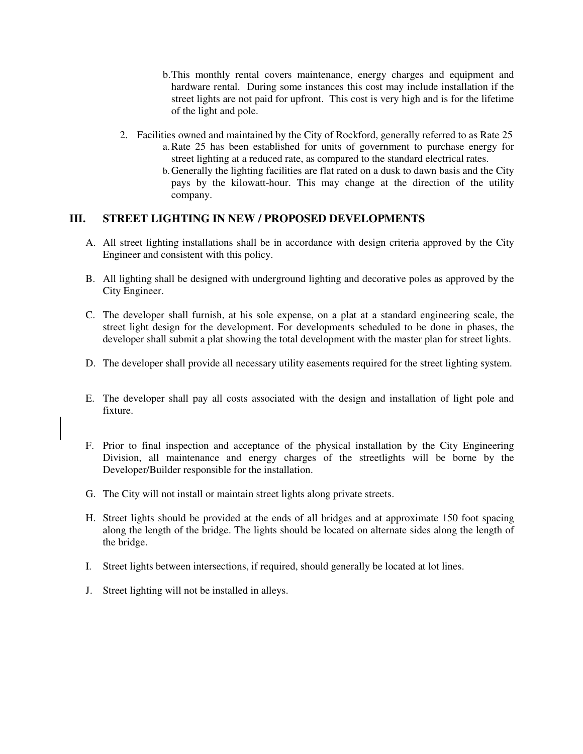b. This monthly rental covers maintenance, energy charges and equipment and hardware rental. During some instances this cost may include installation if the street lights are not paid for upfront. This cost is very high and is for the lifetime of the light and pole.

2. Facilities owned and maintained by the City of Rockford, generally referred to as Rate 25
   a. Rate 25 has been established for units of government to purchase energy for street lighting at a reduced rate, as compared to the standard electrical rates.
   b. Generally the lighting facilities are flat rated on a dusk to dawn basis and the City pays by the kilowatt-hour. This may change at the direction of the utility company.

## III. STREET LIGHTING IN NEW / PROPOSED DEVELOPMENTS

A. All street lighting installations shall be in accordance with design criteria approved by the City Engineer and consistent with this policy.

B. All lighting shall be designed with underground lighting and decorative poles as approved by the City Engineer.

C. The developer shall furnish, at his sole expense, on a plat at a standard engineering scale, the street light design for the development. For developments scheduled to be done in phases, the developer shall submit a plat showing the total development with the master plan for street lights.

D. The developer shall provide all necessary utility easements required for the street lighting system.

E. The developer shall pay all costs associated with the design and installation of light pole and fixture.

F. Prior to final inspection and acceptance of the physical installation by the City Engineering Division, all maintenance and energy charges of the streetlights will be borne by the Developer/Builder responsible for the installation.

G. The City will not install or maintain street lights along private streets.

H. Street lights should be provided at the ends of all bridges and at approximate 150 foot spacing along the length of the bridge. The lights should be located on alternate sides along the length of the bridge.

I. Street lights between intersections, if required, should generally be located at lot lines.

J. Street lighting will not be installed in alleys.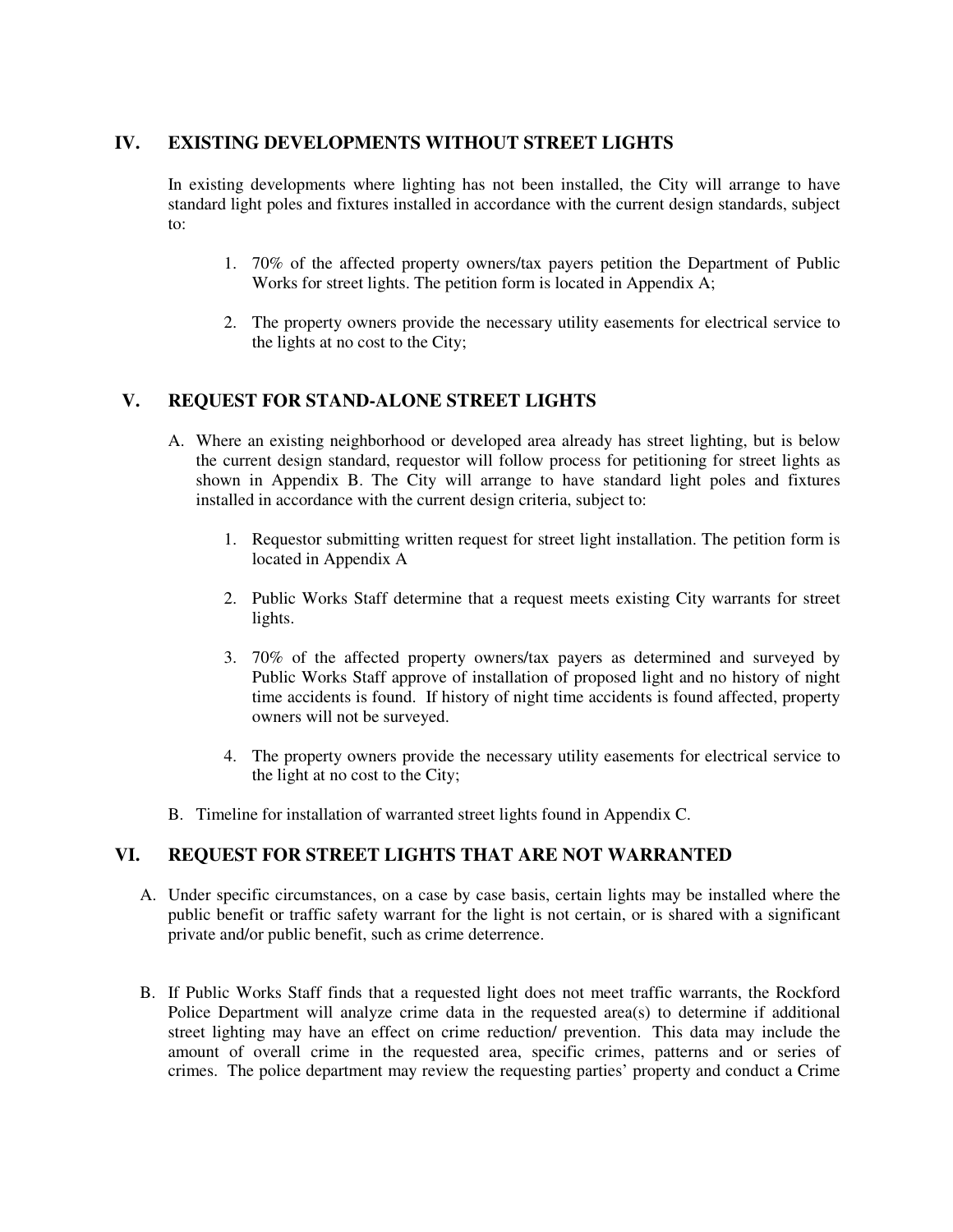## IV. EXISTING DEVELOPMENTS WITHOUT STREET LIGHTS

In existing developments where lighting has not been installed, the City will arrange to have standard light poles and fixtures installed in accordance with the current design standards, subject to:

1. 70% of the affected property owners/tax payers petition the Department of Public Works for street lights. The petition form is located in Appendix A;

2. The property owners provide the necessary utility easements for electrical service to the lights at no cost to the City;

## V. REQUEST FOR STAND-ALONE STREET LIGHTS

A. Where an existing neighborhood or developed area already has street lighting, but is below the current design standard, requestor will follow process for petitioning for street lights as shown in Appendix B. The City will arrange to have standard light poles and fixtures installed in accordance with the current design criteria, subject to:

   1. Requestor submitting written request for street light installation. The petition form is located in Appendix A

   2. Public Works Staff determine that a request meets existing City warrants for street lights.

   3. 70% of the affected property owners/tax payers as determined and surveyed by Public Works Staff approve of installation of proposed light and no history of night time accidents is found. If history of night time accidents is found affected, property owners will not be surveyed.

   4. The property owners provide the necessary utility easements for electrical service to the light at no cost to the City;

B. Timeline for installation of warranted street lights found in Appendix C.

## VI. REQUEST FOR STREET LIGHTS THAT ARE NOT WARRANTED

A. Under specific circumstances, on a case by case basis, certain lights may be installed where the public benefit or traffic safety warrant for the light is not certain, or is shared with a significant private and/or public benefit, such as crime deterrence.

B. If Public Works Staff finds that a requested light does not meet traffic warrants, the Rockford Police Department will analyze crime data in the requested area(s) to determine if additional street lighting may have an effect on crime reduction/ prevention. This data may include the amount of overall crime in the requested area, specific crimes, patterns and or series of crimes. The police department may review the requesting parties' property and conduct a Crime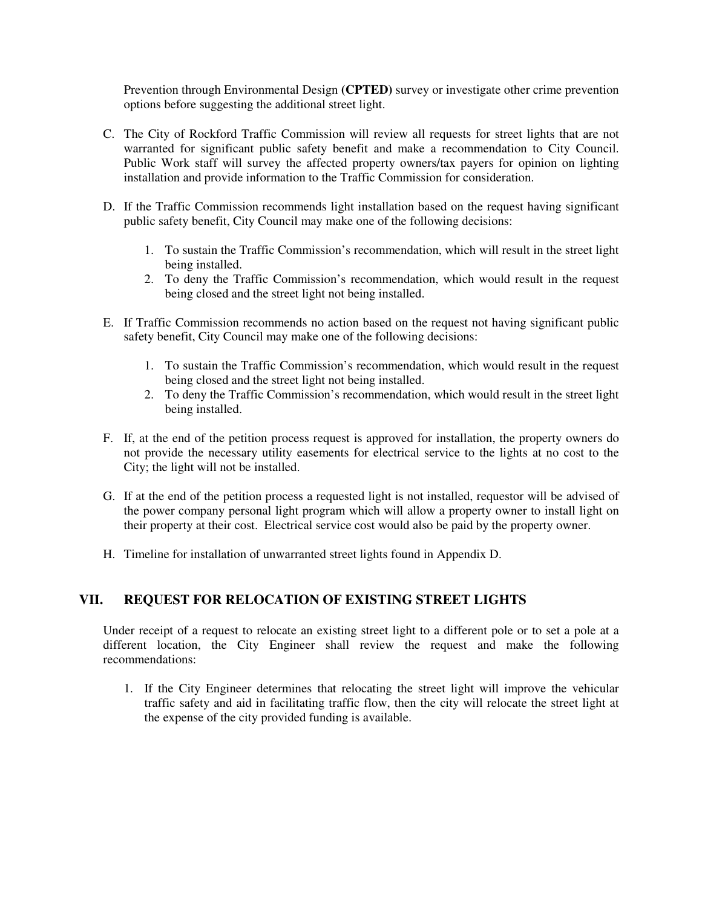Prevention through Environmental Design **(CPTED)** survey or investigate other crime prevention options before suggesting the additional street light.

C. The City of Rockford Traffic Commission will review all requests for street lights that are not warranted for significant public safety benefit and make a recommendation to City Council. Public Work staff will survey the affected property owners/tax payers for opinion on lighting installation and provide information to the Traffic Commission for consideration.

D. If the Traffic Commission recommends light installation based on the request having significant public safety benefit, City Council may make one of the following decisions:

   1. To sustain the Traffic Commission's recommendation, which will result in the street light being installed.
   2. To deny the Traffic Commission's recommendation, which would result in the request being closed and the street light not being installed.

E. If Traffic Commission recommends no action based on the request not having significant public safety benefit, City Council may make one of the following decisions:

   1. To sustain the Traffic Commission's recommendation, which would result in the request being closed and the street light not being installed.
   2. To deny the Traffic Commission's recommendation, which would result in the street light being installed.

F. If, at the end of the petition process request is approved for installation, the property owners do not provide the necessary utility easements for electrical service to the lights at no cost to the City; the light will not be installed.

G. If at the end of the petition process a requested light is not installed, requestor will be advised of the power company personal light program which will allow a property owner to install light on their property at their cost. Electrical service cost would also be paid by the property owner.

H. Timeline for installation of unwarranted street lights found in Appendix D.

## VII. REQUEST FOR RELOCATION OF EXISTING STREET LIGHTS

Under receipt of a request to relocate an existing street light to a different pole or to set a pole at a different location, the City Engineer shall review the request and make the following recommendations:

1. If the City Engineer determines that relocating the street light will improve the vehicular traffic safety and aid in facilitating traffic flow, then the city will relocate the street light at the expense of the city provided funding is available.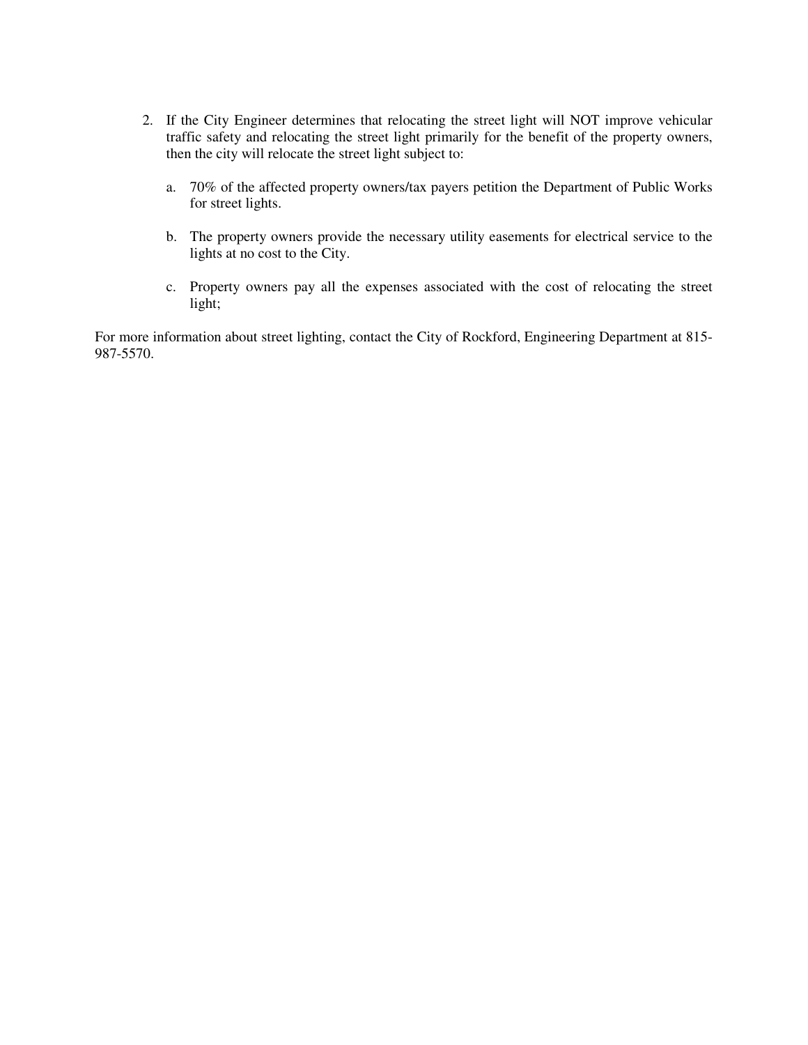2. If the City Engineer determines that relocating the street light will NOT improve vehicular traffic safety and relocating the street light primarily for the benefit of the property owners, then the city will relocate the street light subject to:

   a. 70% of the affected property owners/tax payers petition the Department of Public Works for street lights.

   b. The property owners provide the necessary utility easements for electrical service to the lights at no cost to the City.

   c. Property owners pay all the expenses associated with the cost of relocating the street light;

For more information about street lighting, contact the City of Rockford, Engineering Department at 815-987-5570.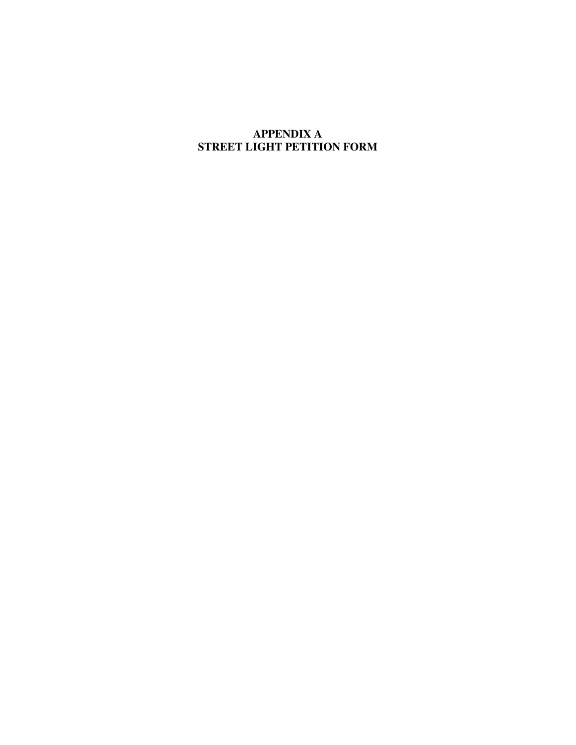# APPENDIX A
# STREET LIGHT PETITION FORM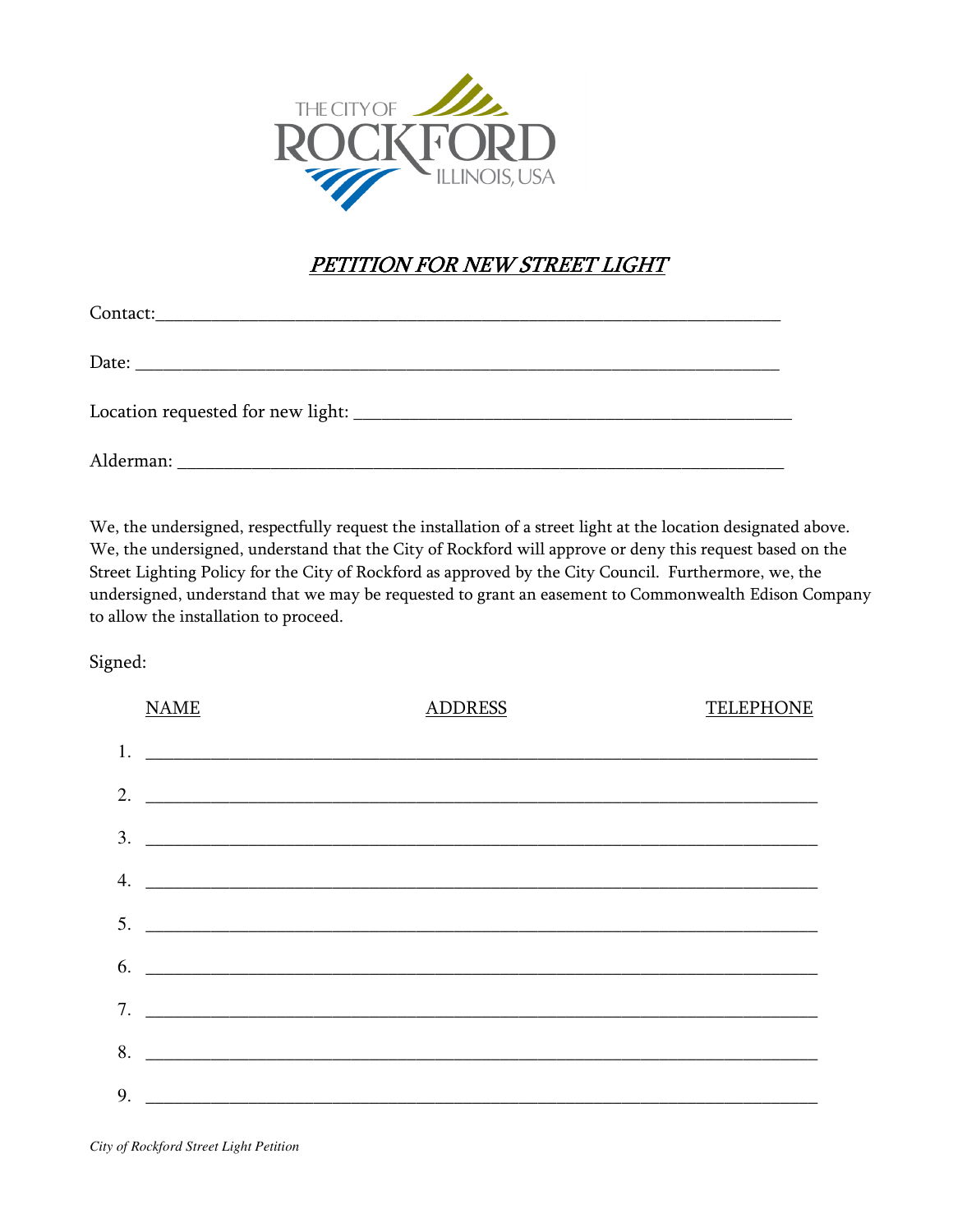THE CITY OF ROCKFORD ILLINOIS, USA

# *PETITION FOR NEW STREET LIGHT*

Contact:_______________________________________________________________

Date: _________________________________________________________________

Location requested for new light: ______________________________________

Alderman: _____________________________________________________________

We, the undersigned, respectfully request the installation of a street light at the location designated above. We, the undersigned, understand that the City of Rockford will approve or deny this request based on the Street Lighting Policy for the City of Rockford as approved by the City Council. Furthermore, we, the undersigned, understand that we may be requested to grant an easement to Commonwealth Edison Company to allow the installation to proceed.

Signed:

| | NAME | ADDRESS | TELEPHONE |
|---|---|---|---|
| 1. | | | |
| 2. | | | |
| 3. | | | |
| 4. | | | |
| 5. | | | |
| 6. | | | |
| 7. | | | |
| 8. | | | |
| 9. | | | |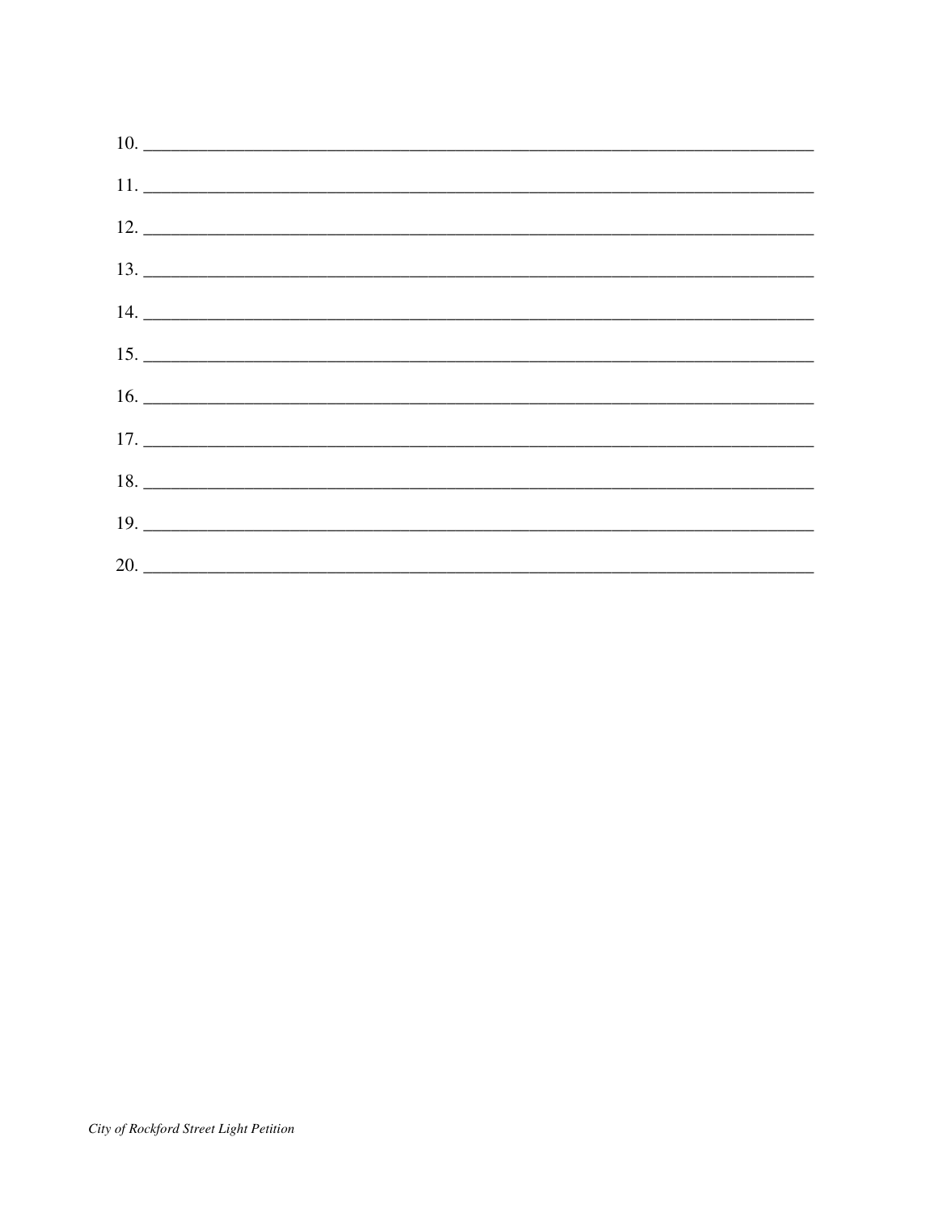10. ________________________________________________________________________

11. ________________________________________________________________________

12. ________________________________________________________________________

13. ________________________________________________________________________

14. ________________________________________________________________________

15. ________________________________________________________________________

16. ________________________________________________________________________

17. ________________________________________________________________________

18. ________________________________________________________________________

19. ________________________________________________________________________

20. ________________________________________________________________________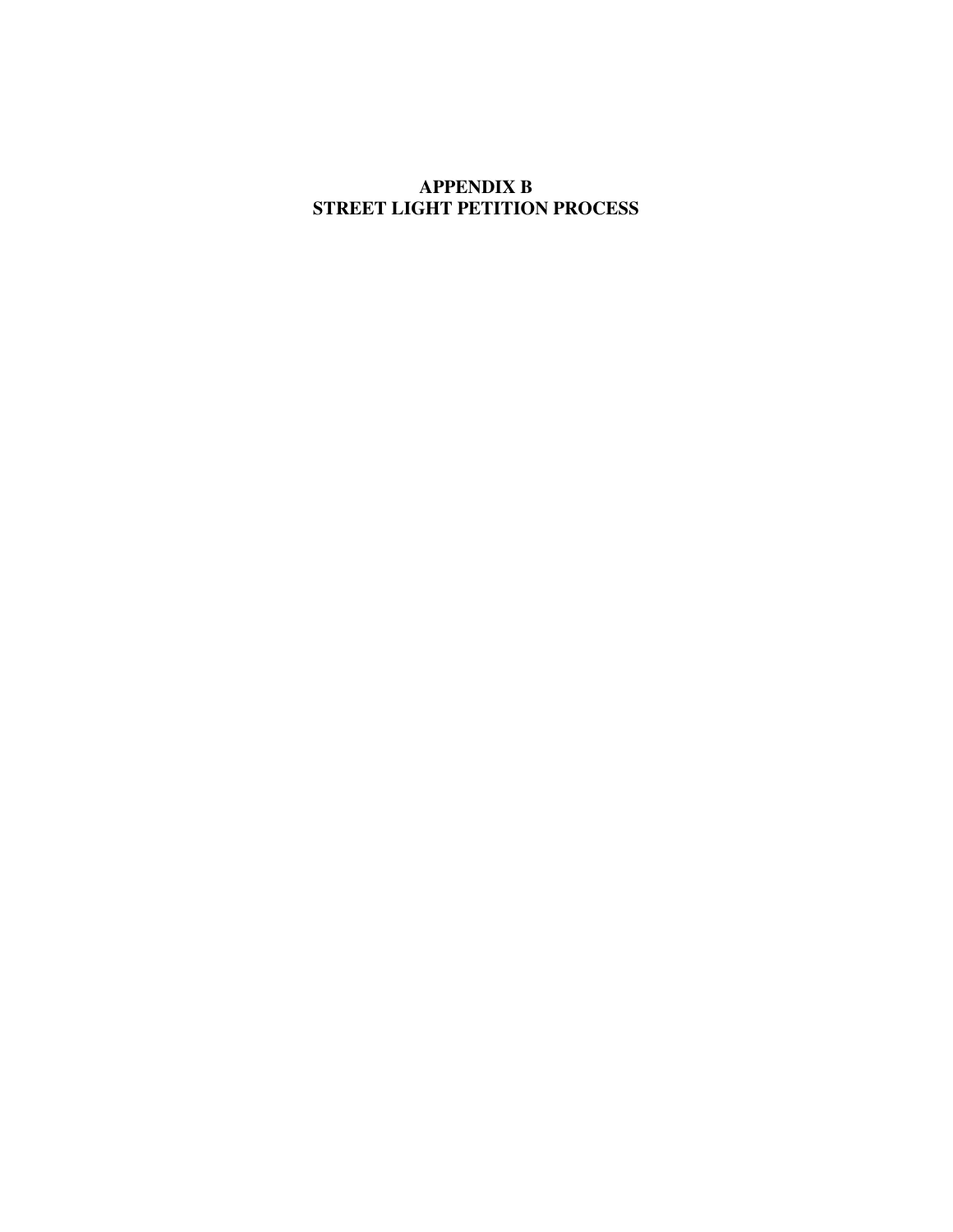# APPENDIX B
# STREET LIGHT PETITION PROCESS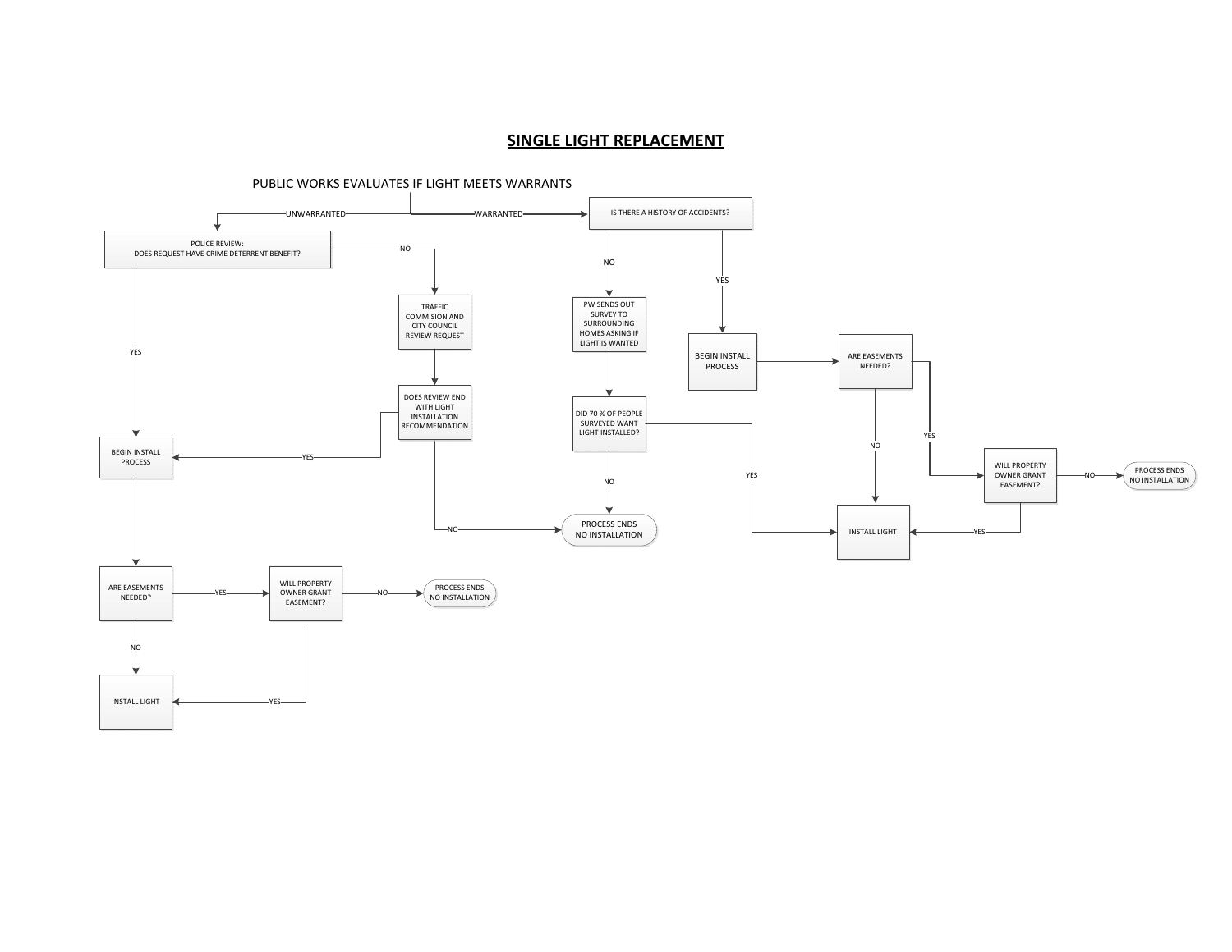# SINGLE LIGHT REPLACEMENT

PUBLIC WORKS EVALUATES IF LIGHT MEETS WARRANTS

- UNWARRANTED → POLICE REVIEW: DOES REQUEST HAVE CRIME DETERRENT BENEFIT?
  - YES → BEGIN INSTALL PROCESS → ARE EASEMENTS NEEDED?
    - NO → INSTALL LIGHT
    - YES → WILL PROPERTY OWNER GRANT EASEMENT?
      - YES → INSTALL LIGHT
      - NO → PROCESS ENDS NO INSTALLATION
  - NO → TRAFFIC COMMISION AND CITY COUNCIL REVIEW REQUEST → DOES REVIEW END WITH LIGHT INSTALLATION RECOMMENDATION
    - YES → BEGIN INSTALL PROCESS
    - NO → PROCESS ENDS NO INSTALLATION
- WARRANTED → IS THERE A HISTORY OF ACCIDENTS?
  - NO → PW SENDS OUT SURVEY TO SURROUNDING HOMES ASKING IF LIGHT IS WANTED → DID 70 % OF PEOPLE SURVEYED WANT LIGHT INSTALLED?
    - NO → PROCESS ENDS NO INSTALLATION
    - YES → INSTALL LIGHT
  - YES → BEGIN INSTALL PROCESS → ARE EASEMENTS NEEDED?
    - NO → INSTALL LIGHT
    - YES → WILL PROPERTY OWNER GRANT EASEMENT?
      - YES → INSTALL LIGHT
      - NO → PROCESS ENDS NO INSTALLATION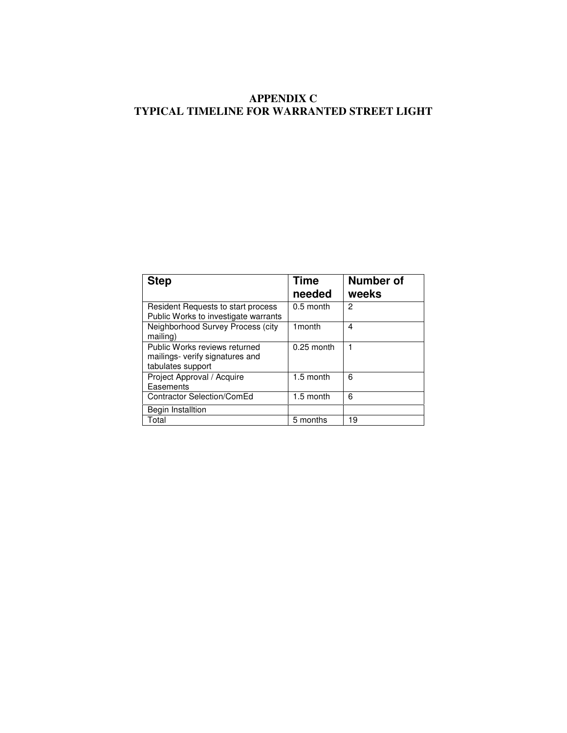# APPENDIX C
# TYPICAL TIMELINE FOR WARRANTED STREET LIGHT

| Step | Time needed | Number of weeks |
|---|---|---|
| Resident Requests to start process Public Works to investigate warrants | 0.5 month | 2 |
| Neighborhood Survey Process (city mailing) | 1month | 4 |
| Public Works reviews returned mailings- verify signatures and tabulates support | 0.25 month | 1 |
| Project Approval / Acquire Easements | 1.5 month | 6 |
| Contractor Selection/ComEd | 1.5 month | 6 |
| Begin Installtion | | |
| Total | 5 months | 19 |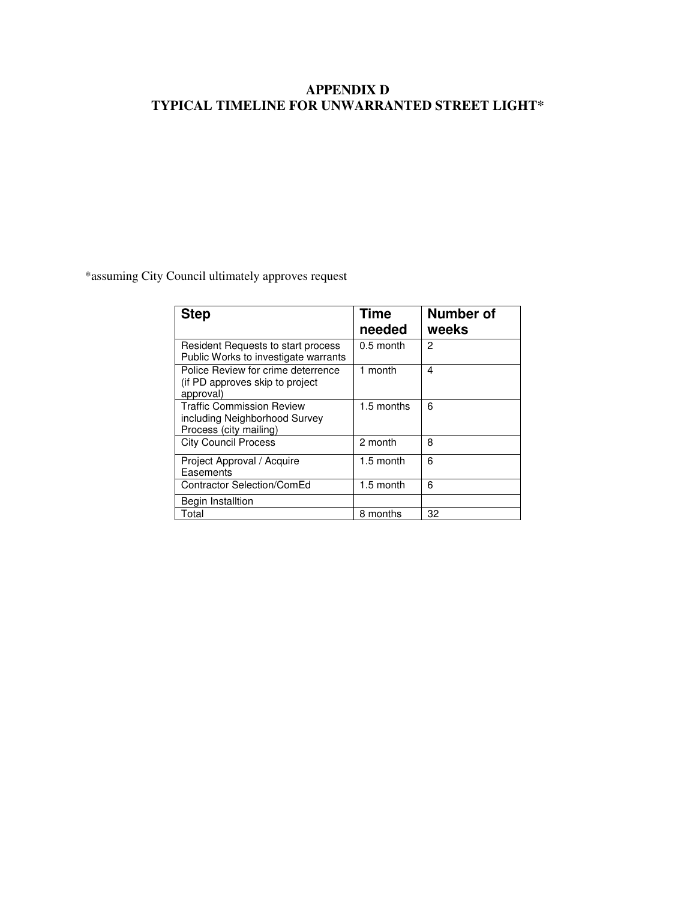# APPENDIX D
# TYPICAL TIMELINE FOR UNWARRANTED STREET LIGHT*

*assuming City Council ultimately approves request

| Step | Time needed | Number of weeks |
|---|---|---|
| Resident Requests to start process Public Works to investigate warrants | 0.5 month | 2 |
| Police Review for crime deterrence (if PD approves skip to project approval) | 1 month | 4 |
| Traffic Commission Review including Neighborhood Survey Process (city mailing) | 1.5 months | 6 |
| City Council Process | 2 month | 8 |
| Project Approval / Acquire Easements | 1.5 month | 6 |
| Contractor Selection/ComEd | 1.5 month | 6 |
| Begin Installtion | | |
| Total | 8 months | 32 |